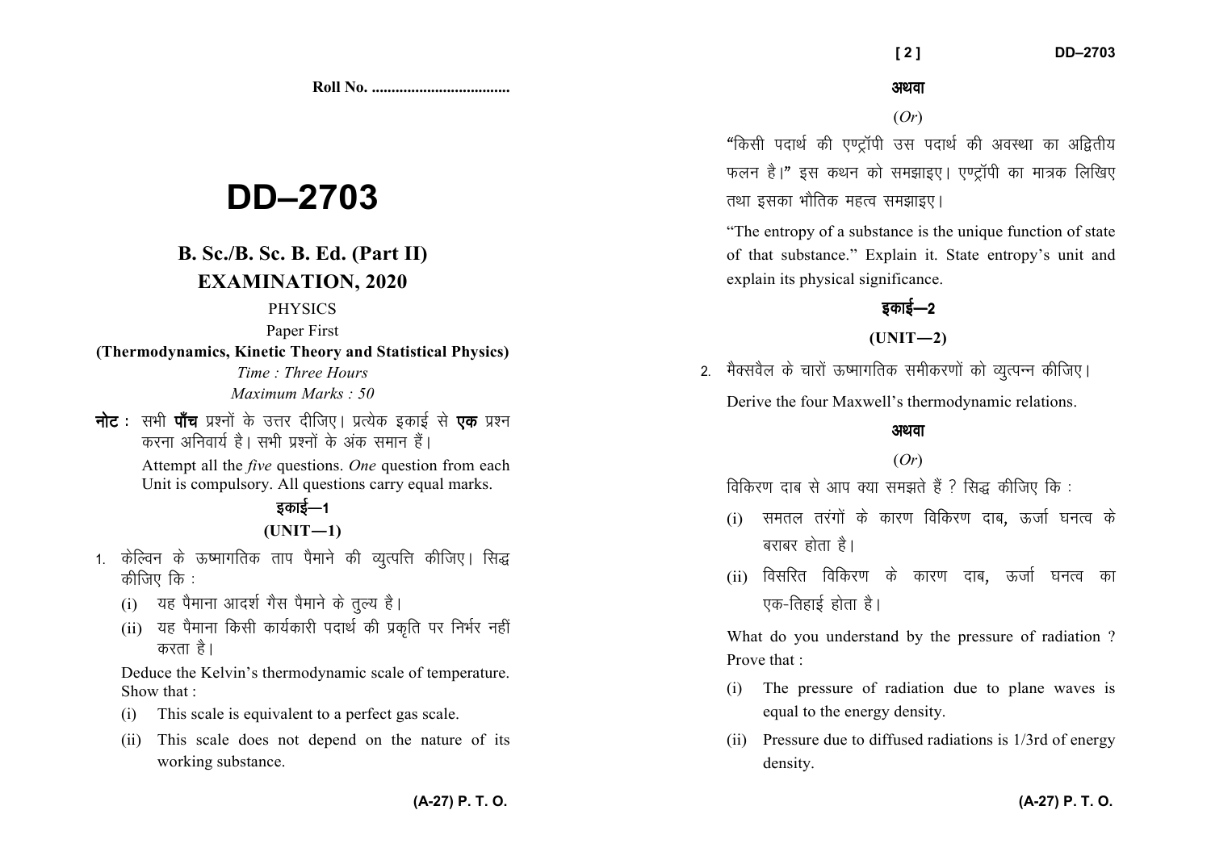Roll No. ...................................

# DD–2703

## B. Sc./B. Sc. B. Ed. (Part II)
## EXAMINATION, 2020

PHYSICS

Paper First

**(Thermodynamics, Kinetic Theory and Statistical Physics)**

*Time : Three Hours*

*Maximum Marks : 50*

**नोट :** सभी **पाँच** प्रश्नों के उत्तर दीजिए। प्रत्येक इकाई से **एक** प्रश्न करना अनिवार्य है। सभी प्रश्नों के अंक समान हैं।

Attempt all the *five* questions. *One* question from each Unit is compulsory. All questions carry equal marks.

### इकाई—1
### (UNIT—1)

1. केल्विन के ऊष्मागतिक ताप पैमाने की व्युत्पत्ति कीजिए। सिद्ध कीजिए कि :

   (i) यह पैमाना आदर्श गैस पैमाने के तुल्य है।

   (ii) यह पैमाना किसी कार्यकारी पदार्थ की प्रकृति पर निर्भर नहीं करता है।

   Deduce the Kelvin's thermodynamic scale of temperature. Show that :

   (i) This scale is equivalent to a perfect gas scale.

   (ii) This scale does not depend on the nature of its working substance.

**अथवा**

(*Or*)

"किसी पदार्थ की एण्ट्रॉपी उस पदार्थ की अवस्था का अद्वितीय फलन है।" इस कथन को समझाइए। एण्ट्रॉपी का मात्रक लिखिए तथा इसका भौतिक महत्व समझाइए।

"The entropy of a substance is the unique function of state of that substance." Explain it. State entropy's unit and explain its physical significance.

### इकाई—2
### (UNIT—2)

2. मैक्सवैल के चारों ऊष्मागतिक समीकरणों को व्युत्पन्न कीजिए।

   Derive the four Maxwell's thermodynamic relations.

**अथवा**

(*Or*)

विकिरण दाब से आप क्या समझते हैं ? सिद्ध कीजिए कि :

(i) समतल तरंगों के कारण विकिरण दाब, ऊर्जा घनत्व के बराबर होता है।

(ii) विसरित विकिरण के कारण दाब, ऊर्जा घनत्व का एक-तिहाई होता है।

What do you understand by the pressure of radiation ? Prove that :

(i) The pressure of radiation due to plane waves is equal to the energy density.

(ii) Pressure due to diffused radiations is 1/3rd of energy density.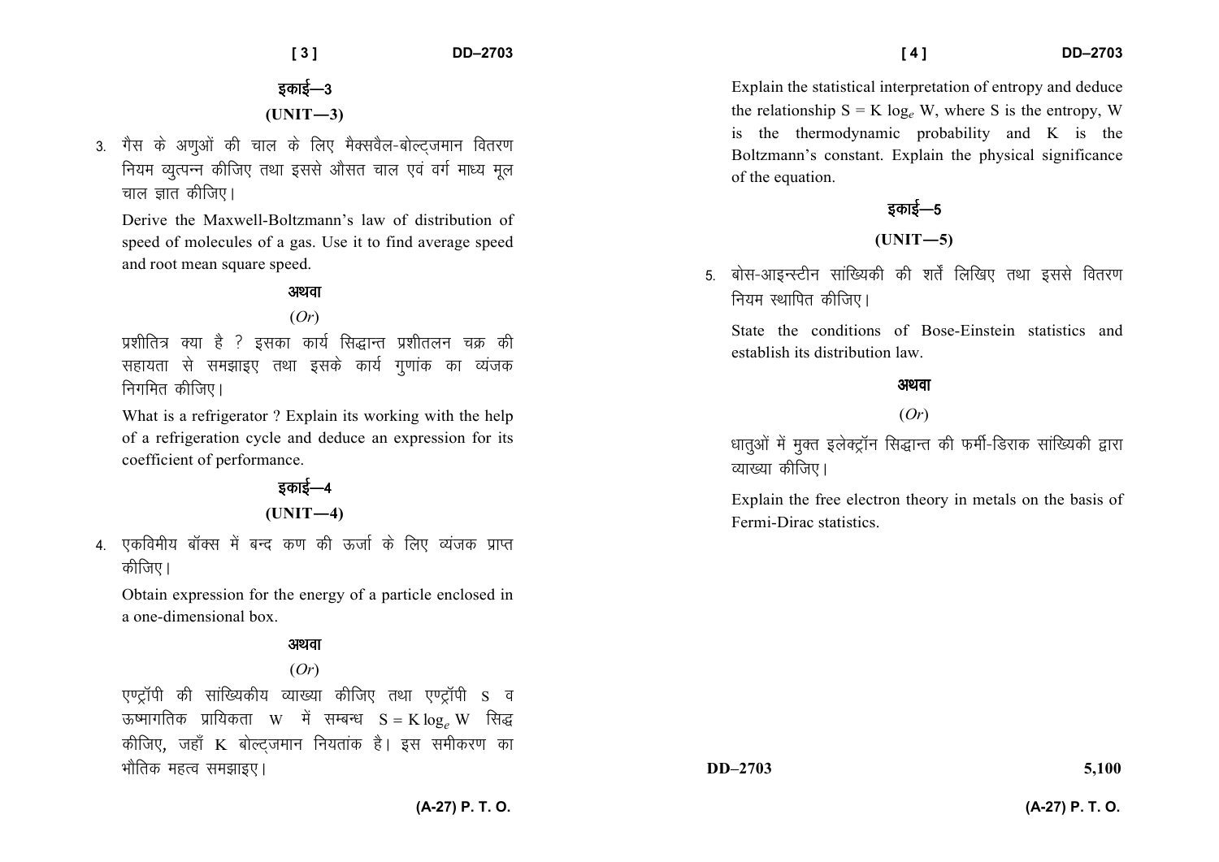## इकाई—3

## (UNIT—3)

3. गैस के अणुओं की चाल के लिए मैक्सवैल-बोल्ट्ज़मान वितरण नियम व्युत्पन्न कीजिए तथा इससे औसत चाल एवं वर्ग माध्य मूल चाल ज्ञात कीजिए।

   Derive the Maxwell-Boltzmann's law of distribution of speed of molecules of a gas. Use it to find average speed and root mean square speed.

   **अथवा**

   (*Or*)

   प्रशीतित्र क्या है ? इसका कार्य सिद्धान्त प्रशीतलन चक्र की सहायता से समझाइए तथा इसके कार्य गुणांक का व्यंजक निगमित कीजिए।

   What is a refrigerator ? Explain its working with the help of a refrigeration cycle and deduce an expression for its coefficient of performance.

## इकाई—4

## (UNIT—4)

4. एकविमीय बॉक्स में बन्द कण की ऊर्जा के लिए व्यंजक प्राप्त कीजिए।

   Obtain expression for the energy of a particle enclosed in a one-dimensional box.

   **अथवा**

   (*Or*)

   एण्ट्रॉपी की सांख्यिकीय व्याख्या कीजिए तथा एण्ट्रॉपी S व ऊष्मागतिक प्रायिकता W में सम्बन्ध $S = K \log_e W$ सिद्ध कीजिए, जहाँ K बोल्ट्ज़मान नियतांक है। इस समीकरण का भौतिक महत्व समझाइए।

   Explain the statistical interpretation of entropy and deduce the relationship $S = K \log_e W$, where S is the entropy, W is the thermodynamic probability and K is the Boltzmann's constant. Explain the physical significance of the equation.

## इकाई—5

## (UNIT—5)

5. बोस-आइन्स्टीन सांख्यिकी की शर्तें लिखिए तथा इससे वितरण नियम स्थापित कीजिए।

   State the conditions of Bose-Einstein statistics and establish its distribution law.

   **अथवा**

   (*Or*)

   धातुओं में मुक्त इलेक्ट्रॉन सिद्धान्त की फर्मी-डिराक सांख्यिकी द्वारा व्याख्या कीजिए।

   Explain the free electron theory in metals on the basis of Fermi-Dirac statistics.

DD–2703 5,100